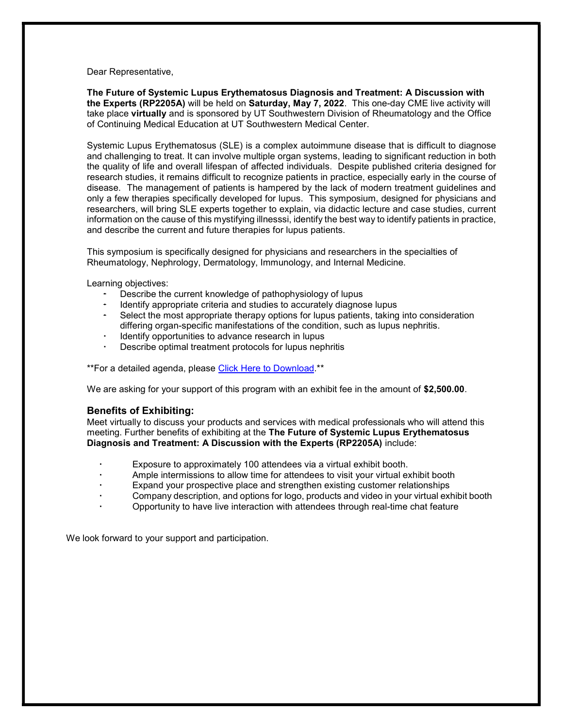Dear Representative,

**The Future of Systemic Lupus Erythematosus Diagnosis and Treatment: A Discussion with the Experts (RP2205A)** will be held on **Saturday, May 7, 2022**. This one-day CME live activity will take place **virtually** and is sponsored by UT Southwestern Division of Rheumatology and the Office of Continuing Medical Education at UT Southwestern Medical Center.

Systemic Lupus Erythematosus (SLE) is a complex autoimmune disease that is difficult to diagnose and challenging to treat. It can involve multiple organ systems, leading to significant reduction in both the quality of life and overall lifespan of affected individuals. Despite published criteria designed for research studies, it remains difficult to recognize patients in practice, especially early in the course of disease. The management of patients is hampered by the lack of modern treatment guidelines and only a few therapies specifically developed for lupus. This symposium, designed for physicians and researchers, will bring SLE experts together to explain, via didactic lecture and case studies, current information on the cause of this mystifying illnesssi, identify the best way to identify patients in practice, and describe the current and future therapies for lupus patients.

This symposium is specifically designed for physicians and researchers in the specialties of Rheumatology, Nephrology, Dermatology, Immunology, and Internal Medicine.

Learning objectives:

- Describe the current knowledge of pathophysiology of lupus
- Identify appropriate criteria and studies to accurately diagnose lupus
- Select the most appropriate therapy options for lupus patients, taking into consideration differing organ-specific manifestations of the condition, such as lupus nephritis.
- Identify opportunities to advance research in lupus
- Describe optimal treatment protocols for lupus nephritis

**For a detailed agenda, please Click Here to Download.**

We are asking for your support of this program with an exhibit fee in the amount of **$2,500.00**.

### Benefits of Exhibiting:

Meet virtually to discuss your products and services with medical professionals who will attend this meeting. Further benefits of exhibiting at the **The Future of Systemic Lupus Erythematosus Diagnosis and Treatment: A Discussion with the Experts (RP2205A)** include:

- Exposure to approximately 100 attendees via a virtual exhibit booth.
- Ample intermissions to allow time for attendees to visit your virtual exhibit booth
- Expand your prospective place and strengthen existing customer relationships
- Company description, and options for logo, products and video in your virtual exhibit booth
- Opportunity to have live interaction with attendees through real-time chat feature

We look forward to your support and participation.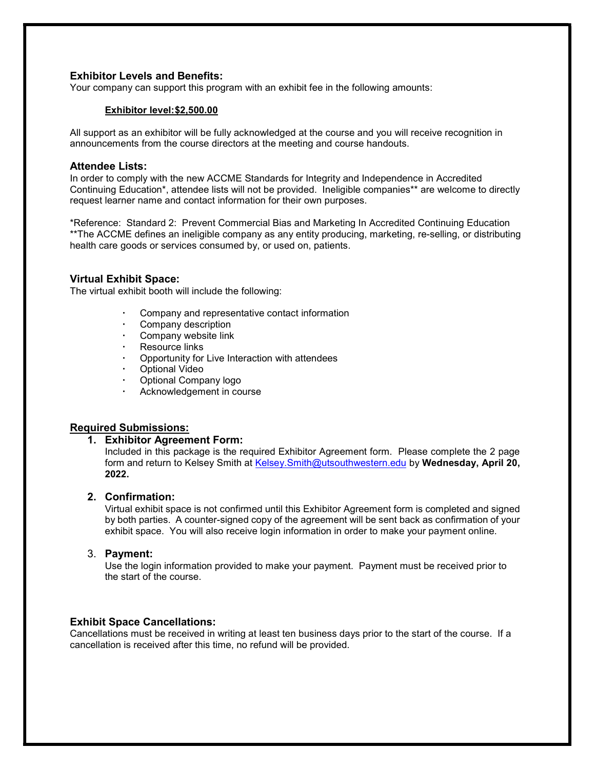### Exhibitor Levels and Benefits:

Your company can support this program with an exhibit fee in the following amounts:

**Exhibitor level:$2,500.00**

All support as an exhibitor will be fully acknowledged at the course and you will receive recognition in announcements from the course directors at the meeting and course handouts.

### Attendee Lists:

In order to comply with the new ACCME Standards for Integrity and Independence in Accredited Continuing Education*, attendee lists will not be provided. Ineligible companies** are welcome to directly request learner name and contact information for their own purposes.

*Reference: Standard 2: Prevent Commercial Bias and Marketing In Accredited Continuing Education
**The ACCME defines an ineligible company as any entity producing, marketing, re-selling, or distributing health care goods or services consumed by, or used on, patients.

### Virtual Exhibit Space:

The virtual exhibit booth will include the following:

- Company and representative contact information
- Company description
- Company website link
- Resource links
- Opportunity for Live Interaction with attendees
- Optional Video
- Optional Company logo
- Acknowledgement in course

### Required Submissions:

1. **Exhibitor Agreement Form:**
   Included in this package is the required Exhibitor Agreement form. Please complete the 2 page form and return to Kelsey Smith at Kelsey.Smith@utsouthwestern.edu by **Wednesday, April 20, 2022.**

2. **Confirmation:**
   Virtual exhibit space is not confirmed until this Exhibitor Agreement form is completed and signed by both parties. A counter-signed copy of the agreement will be sent back as confirmation of your exhibit space. You will also receive login information in order to make your payment online.

3. **Payment:**
   Use the login information provided to make your payment. Payment must be received prior to the start of the course.

### Exhibit Space Cancellations:

Cancellations must be received in writing at least ten business days prior to the start of the course. If a cancellation is received after this time, no refund will be provided.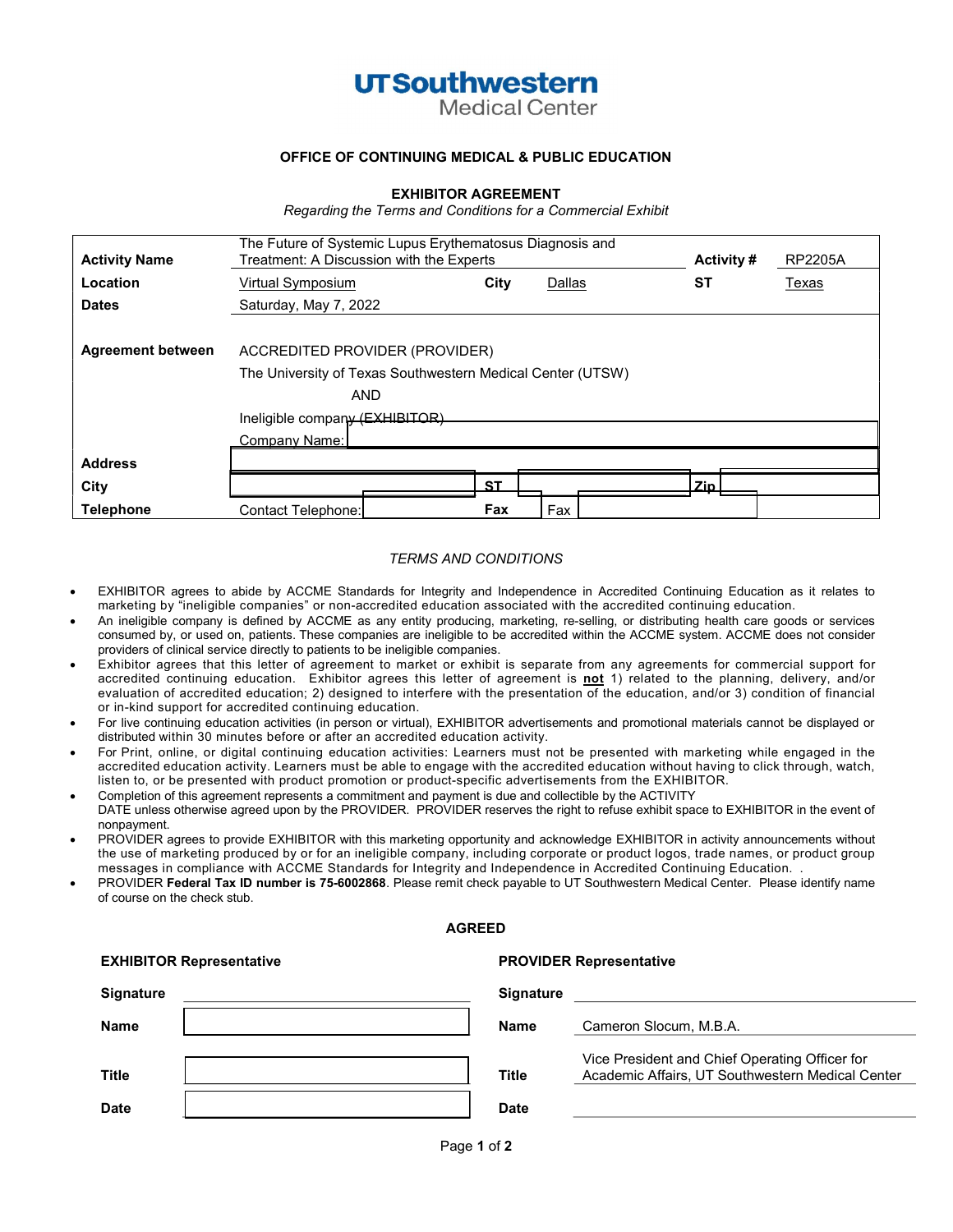UTSouthwestern
Medical Center

**OFFICE OF CONTINUING MEDICAL & PUBLIC EDUCATION**

**EXHIBITOR AGREEMENT**

*Regarding the Terms and Conditions for a Commercial Exhibit*

| | | | | | |
|---|---|---|---|---|---|
| **Activity Name** | The Future of Systemic Lupus Erythematosus Diagnosis and Treatment: A Discussion with the Experts | | | **Activity #** | RP2205A |
| **Location** | Virtual Symposium | **City** | Dallas | **ST** | Texas |
| **Dates** | Saturday, May 7, 2022 | | | | |
| **Agreement between** | ACCREDITED PROVIDER (PROVIDER)<br>The University of Texas Southwestern Medical Center (UTSW)<br>AND<br>Ineligible company (EXHIBITOR)<br>Company Name: | | | | |
| **Address** | | | | | |
| **City** | | **ST** | | **Zip** | |
| **Telephone** | Contact Telephone: | **Fax** | Fax | | |

*TERMS AND CONDITIONS*

- EXHIBITOR agrees to abide by ACCME Standards for Integrity and Independence in Accredited Continuing Education as it relates to marketing by "ineligible companies" or non-accredited education associated with the accredited continuing education.
- An ineligible company is defined by ACCME as any entity producing, marketing, re-selling, or distributing health care goods or services consumed by, or used on, patients. These companies are ineligible to be accredited within the ACCME system. ACCME does not consider providers of clinical service directly to patients to be ineligible companies.
- Exhibitor agrees that this letter of agreement to market or exhibit is separate from any agreements for commercial support for accredited continuing education. Exhibitor agrees this letter of agreement is **not** 1) related to the planning, delivery, and/or evaluation of accredited education; 2) designed to interfere with the presentation of the education, and/or 3) condition of financial or in-kind support for accredited continuing education.
- For live continuing education activities (in person or virtual), EXHIBITOR advertisements and promotional materials cannot be displayed or distributed within 30 minutes before or after an accredited education activity.
- For Print, online, or digital continuing education activities: Learners must not be presented with marketing while engaged in the accredited education activity. Learners must be able to engage with the accredited education without having to click through, watch, listen to, or be presented with product promotion or product-specific advertisements from the EXHIBITOR.
- Completion of this agreement represents a commitment and payment is due and collectible by the ACTIVITY DATE unless otherwise agreed upon by the PROVIDER. PROVIDER reserves the right to refuse exhibit space to EXHIBITOR in the event of nonpayment.
- PROVIDER agrees to provide EXHIBITOR with this marketing opportunity and acknowledge EXHIBITOR in activity announcements without the use of marketing produced by or for an ineligible company, including corporate or product logos, trade names, or product group messages in compliance with ACCME Standards for Integrity and Independence in Accredited Continuing Education. .
- PROVIDER **Federal Tax ID number is 75-6002868**. Please remit check payable to UT Southwestern Medical Center. Please identify name of course on the check stub.

**AGREED**

| **EXHIBITOR Representative** | | **PROVIDER Representative** | |
|---|---|---|---|
| **Signature** | | **Signature** | |
| **Name** | | **Name** | Cameron Slocum, M.B.A. |
| **Title** | | **Title** | Vice President and Chief Operating Officer for Academic Affairs, UT Southwestern Medical Center |
| **Date** | | **Date** | |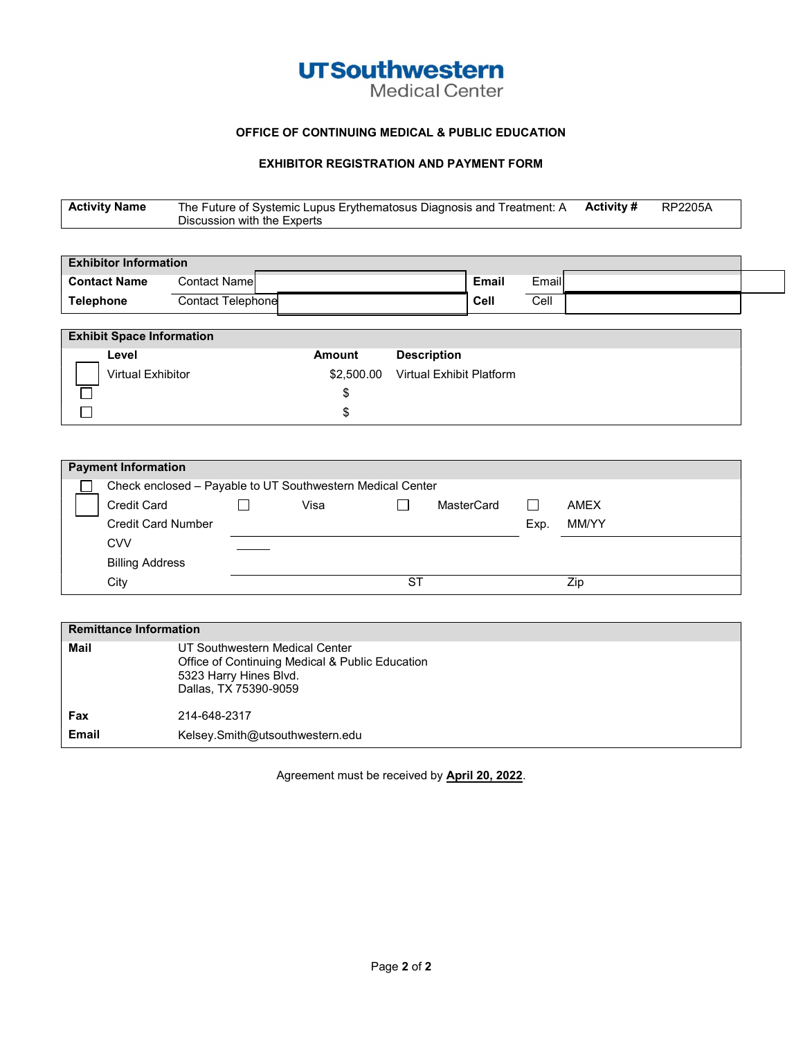UTSouthwestern Medical Center

**OFFICE OF CONTINUING MEDICAL & PUBLIC EDUCATION**

**EXHIBITOR REGISTRATION AND PAYMENT FORM**

| | | | |
|---|---|---|---|
| **Activity Name** | The Future of Systemic Lupus Erythematosus Diagnosis and Treatment: A Discussion with the Experts | **Activity #** | RP2205A |

| **Exhibitor Information** | | | |
|---|---|---|---|
| **Contact Name** | Contact Name | **Email** | Email |
| **Telephone** | Contact Telephone | **Cell** | Cell |

| **Exhibit Space Information** | | | |
|---|---|---|---|
| | **Level** | **Amount** | **Description** |
| ☐ | Virtual Exhibitor | $2,500.00 | Virtual Exhibit Platform |
| ☐ | | $ | |
| ☐ | | $ | |

| **Payment Information** | | | | | | | |
|---|---|---|---|---|---|---|---|
| ☐ | Check enclosed – Payable to UT Southwestern Medical Center | | | | | | |
| ☐ | Credit Card | ☐ | Visa | ☐ | MasterCard | ☐ | AMEX |
| | Credit Card Number | | | | | Exp. | MM/YY |
| | CVV | | | | | | |
| | Billing Address | | | | | | |
| | City | | | ST | | | Zip |

| **Remittance Information** | |
|---|---|
| **Mail** | UT Southwestern Medical Center<br>Office of Continuing Medical & Public Education<br>5323 Harry Hines Blvd.<br>Dallas, TX 75390-9059 |
| **Fax** | 214-648-2317 |
| **Email** | Kelsey.Smith@utsouthwestern.edu |

Agreement must be received by **April 20, 2022**.